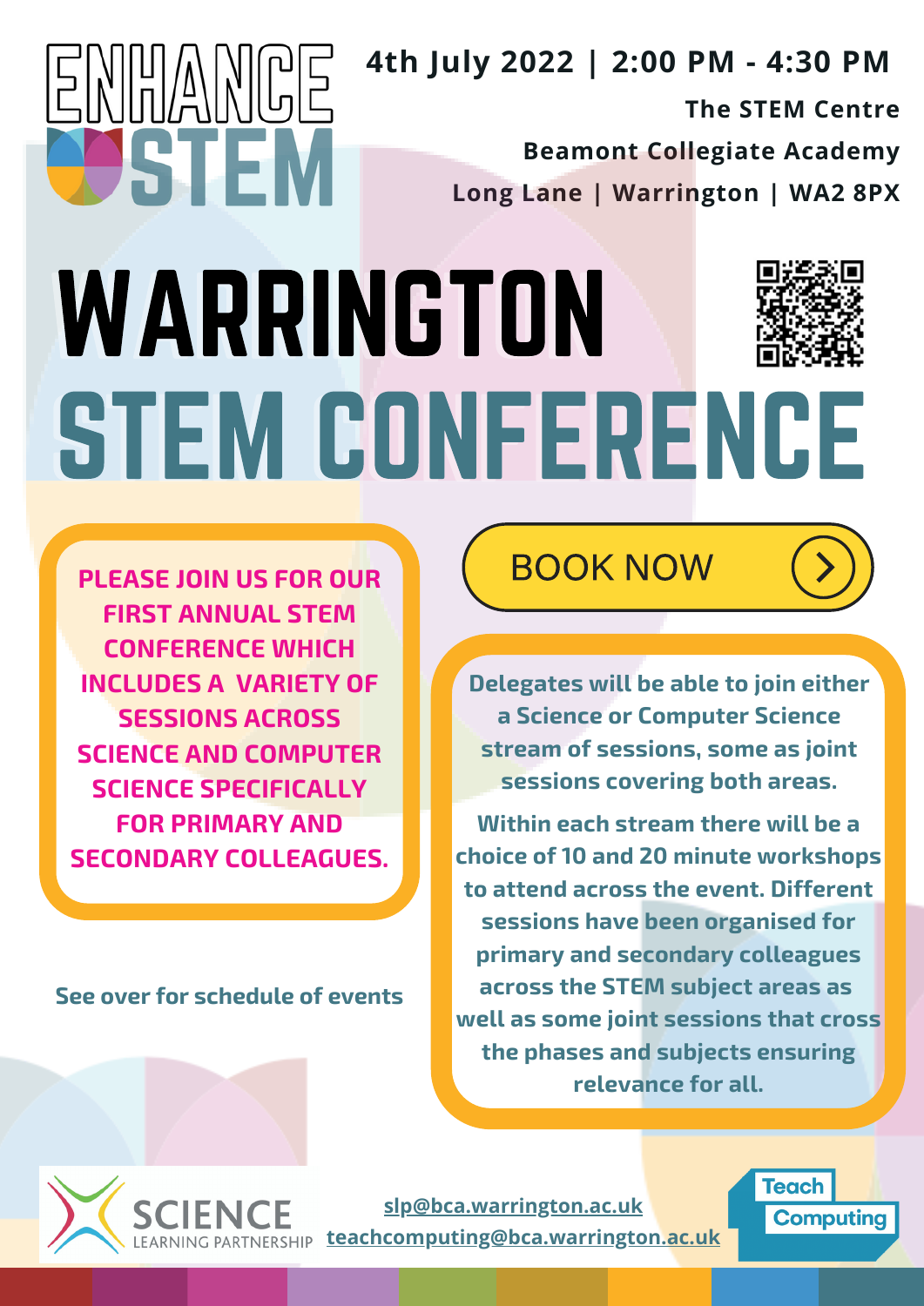ENHANCE STEM

**4th July 2022 | 2:00 PM - 4:30 PM**

**The STEM Centre**

**Beamont Collegiate Academy**

**Long Lane | Warrington | WA2 8PX**

# WARRINGTON STEM CONFERENCE

**PLEASE JOIN US FOR OUR FIRST ANNUAL STEM CONFERENCE WHICH INCLUDES A VARIETY OF SESSIONS ACROSS SCIENCE AND COMPUTER SCIENCE SPECIFICALLY FOR PRIMARY AND SECONDARY COLLEAGUES.**

BOOK NOW

**Delegates will be able to join either a Science or Computer Science stream of sessions, some as joint sessions covering both areas.**

**Within each stream there will be a choice of 10 and 20 minute workshops to attend across the event. Different sessions have been organised for primary and secondary colleagues across the STEM subject areas as well as some joint sessions that cross the phases and subjects ensuring relevance for all.**

**See over for schedule of events**

SCIENCE LEARNING PARTNERSHIP

slp@bca.warrington.ac.uk

teachcomputing@bca.warrington.ac.uk

Teach Computing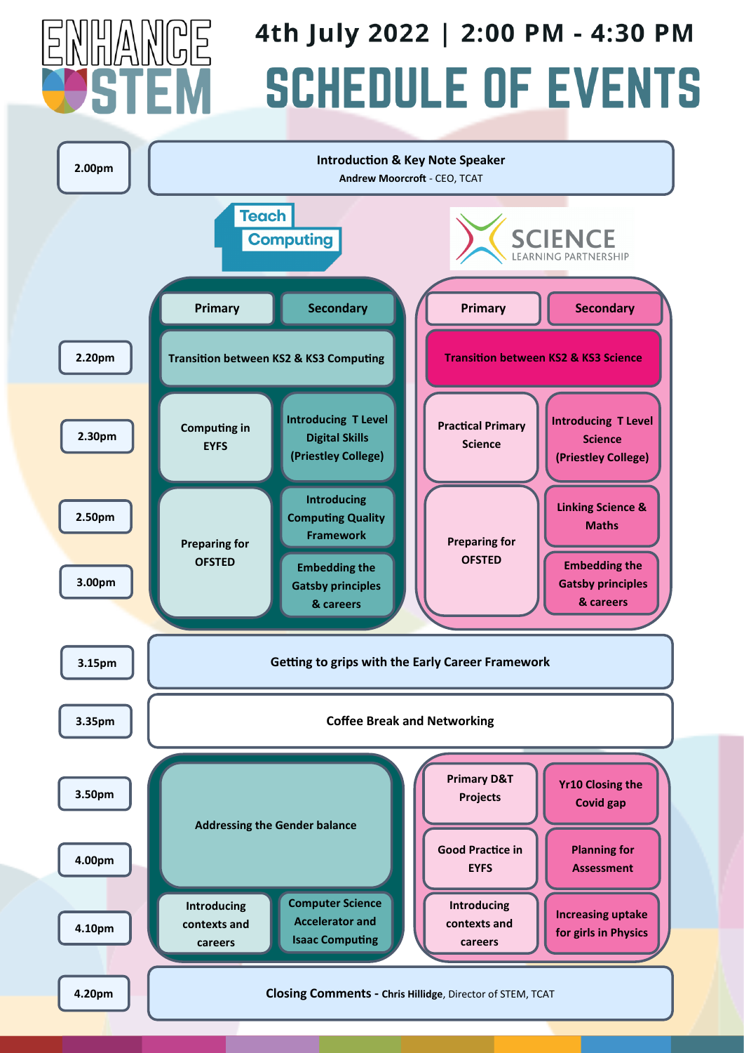# ENHANCE STEM

## 4th July 2022 | 2:00 PM - 4:30 PM

# SCHEDULE OF EVENTS

| Time | Teach Computing – Primary | Teach Computing – Secondary | Science Learning Partnership – Primary | Science Learning Partnership – Secondary |
|---|---|---|---|---|
| 2.00pm | **Introduction & Key Note Speaker** – Andrew Moorcroft - CEO, TCAT | | | |
| 2.20pm | Transition between KS2 & KS3 Computing | | Transition between KS2 & KS3 Science | |
| 2.30pm | Computing in EYFS | Introducing T Level Digital Skills (Priestley College) | Practical Primary Science | Introducing T Level Science (Priestley College) |
| 2.50pm | Preparing for OFSTED | Introducing Computing Quality Framework | Preparing for OFSTED | Linking Science & Maths |
| 3.00pm | | Embedding the Gatsby principles & careers | | Embedding the Gatsby principles & careers |
| 3.15pm | Getting to grips with the Early Career Framework | | | |
| 3.35pm | Coffee Break and Networking | | | |
| 3.50pm | Addressing the Gender balance | | Primary D&T Projects | Yr10 Closing the Covid gap |
| 4.00pm | | | Good Practice in EYFS | Planning for Assessment |
| 4.10pm | Introducing contexts and careers | Computer Science Accelerator and Isaac Computing | Introducing contexts and careers | Increasing uptake for girls in Physics |
| 4.20pm | **Closing Comments** - Chris Hillidge, Director of STEM, TCAT | | | |